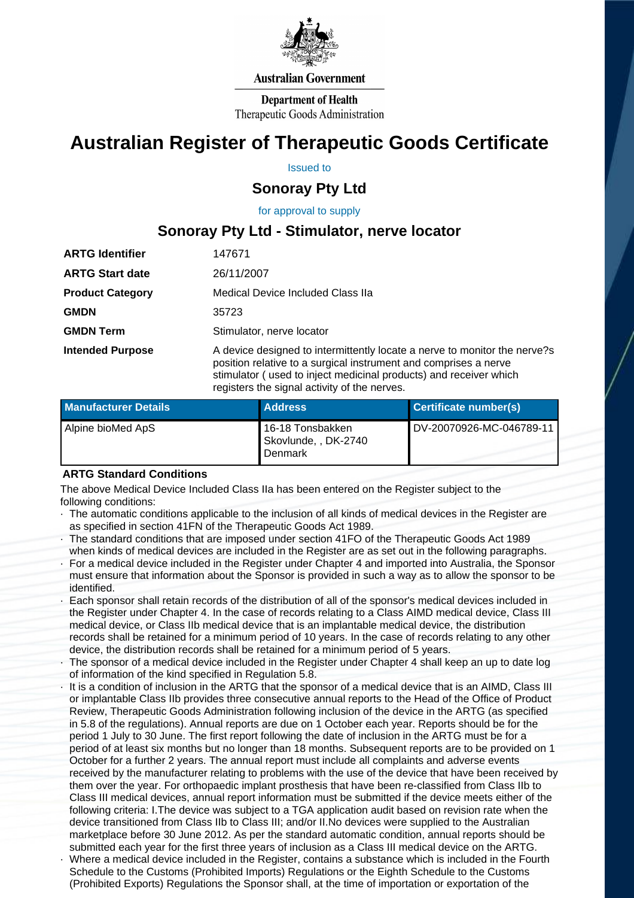Australian Government

Department of Health
Therapeutic Goods Administration

# Australian Register of Therapeutic Goods Certificate

Issued to

## Sonoray Pty Ltd

for approval to supply

## Sonoray Pty Ltd - Stimulator, nerve locator

| | |
|---|---|
| **ARTG Identifier** | 147671 |
| **ARTG Start date** | 26/11/2007 |
| **Product Category** | Medical Device Included Class IIa |
| **GMDN** | 35723 |
| **GMDN Term** | Stimulator, nerve locator |
| **Intended Purpose** | A device designed to intermittently locate a nerve to monitor the nerve?s position relative to a surgical instrument and comprises a nerve stimulator ( used to inject medicinal products) and receiver which registers the signal activity of the nerves. |

| Manufacturer Details | Address | Certificate number(s) |
|---|---|---|
| Alpine bioMed ApS | 16-18 Tonsbakken Skovlunde, , DK-2740 Denmark | DV-20070926-MC-046789-11 |

**ARTG Standard Conditions**

The above Medical Device Included Class IIa has been entered on the Register subject to the following conditions:

- The automatic conditions applicable to the inclusion of all kinds of medical devices in the Register are as specified in section 41FN of the Therapeutic Goods Act 1989.
- The standard conditions that are imposed under section 41FO of the Therapeutic Goods Act 1989 when kinds of medical devices are included in the Register are as set out in the following paragraphs.
- For a medical device included in the Register under Chapter 4 and imported into Australia, the Sponsor must ensure that information about the Sponsor is provided in such a way as to allow the sponsor to be identified.
- Each sponsor shall retain records of the distribution of all of the sponsor's medical devices included in the Register under Chapter 4. In the case of records relating to a Class AIMD medical device, Class III medical device, or Class IIb medical device that is an implantable medical device, the distribution records shall be retained for a minimum period of 10 years. In the case of records relating to any other device, the distribution records shall be retained for a minimum period of 5 years.
- The sponsor of a medical device included in the Register under Chapter 4 shall keep an up to date log of information of the kind specified in Regulation 5.8.
- It is a condition of inclusion in the ARTG that the sponsor of a medical device that is an AIMD, Class III or implantable Class IIb provides three consecutive annual reports to the Head of the Office of Product Review, Therapeutic Goods Administration following inclusion of the device in the ARTG (as specified in 5.8 of the regulations). Annual reports are due on 1 October each year. Reports should be for the period 1 July to 30 June. The first report following the date of inclusion in the ARTG must be for a period of at least six months but no longer than 18 months. Subsequent reports are to be provided on 1 October for a further 2 years. The annual report must include all complaints and adverse events received by the manufacturer relating to problems with the use of the device that have been received by them over the year. For orthopaedic implant prosthesis that have been re-classified from Class IIb to Class III medical devices, annual report information must be submitted if the device meets either of the following criteria: I.The device was subject to a TGA application audit based on revision rate when the device transitioned from Class IIb to Class III; and/or II.No devices were supplied to the Australian marketplace before 30 June 2012. As per the standard automatic condition, annual reports should be submitted each year for the first three years of inclusion as a Class III medical device on the ARTG.
- Where a medical device included in the Register, contains a substance which is included in the Fourth Schedule to the Customs (Prohibited Imports) Regulations or the Eighth Schedule to the Customs (Prohibited Exports) Regulations the Sponsor shall, at the time of importation or exportation of the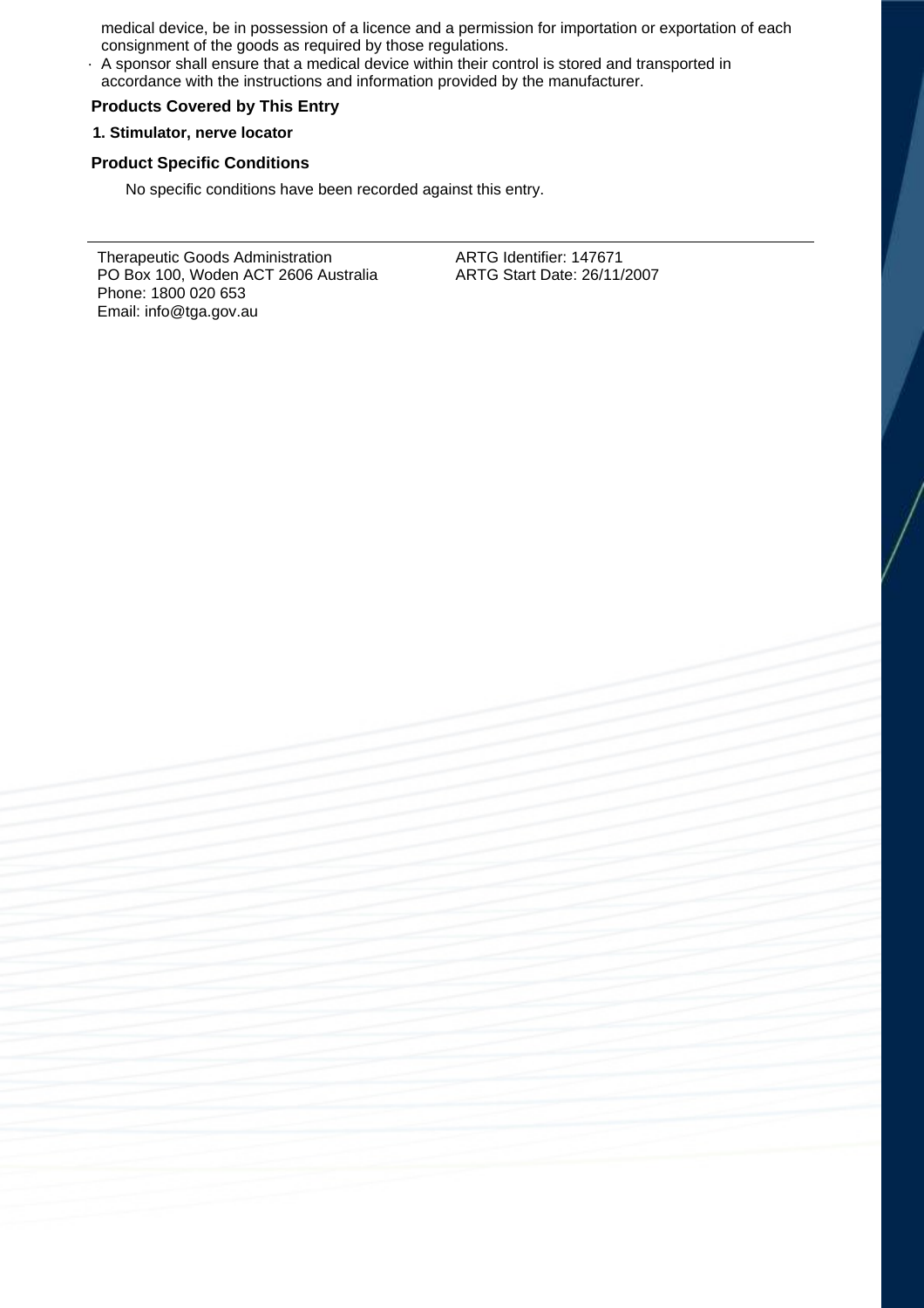medical device, be in possession of a licence and a permission for importation or exportation of each consignment of the goods as required by those regulations.

- A sponsor shall ensure that a medical device within their control is stored and transported in accordance with the instructions and information provided by the manufacturer.

### Products Covered by This Entry

**1. Stimulator, nerve locator**

### Product Specific Conditions

No specific conditions have been recorded against this entry.

---

Therapeutic Goods Administration
PO Box 100, Woden ACT 2606 Australia
Phone: 1800 020 653
Email: info@tga.gov.au

ARTG Identifier: 147671
ARTG Start Date: 26/11/2007